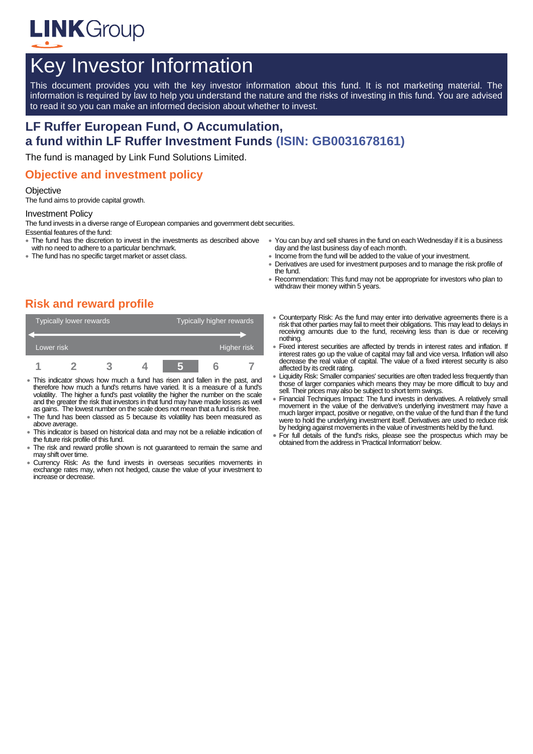LINKGroup

# Key Investor Information

This document provides you with the key investor information about this fund. It is not marketing material. The information is required by law to help you understand the nature and the risks of investing in this fund. You are advised to read it so you can make an informed decision about whether to invest.

## LF Ruffer European Fund, O Accumulation, a fund within LF Ruffer Investment Funds (ISIN: GB0031678161)

The fund is managed by Link Fund Solutions Limited.

## Objective and investment policy

### Objective

The fund aims to provide capital growth.

### Investment Policy

The fund invests in a diverse range of European companies and government debt securities.

Essential features of the fund:

- The fund has the discretion to invest in the investments as described above with no need to adhere to a particular benchmark.
- The fund has no specific target market or asset class.
- You can buy and sell shares in the fund on each Wednesday if it is a business day and the last business day of each month.
- Income from the fund will be added to the value of your investment.
- Derivatives are used for investment purposes and to manage the risk profile of the fund.
- Recommendation: This fund may not be appropriate for investors who plan to withdraw their money within 5 years.

## Risk and reward profile

| Typically lower rewards | | | | | | Typically higher rewards |
|---|---|---|---|---|---|---|
| Lower risk | | | | | | Higher risk |
| 1 | 2 | 3 | 4 | **5** | 6 | 7 |

- This indicator shows how much a fund has risen and fallen in the past, and therefore how much a fund's returns have varied. It is a measure of a fund's volatility. The higher a fund's past volatility the higher the number on the scale and the greater the risk that investors in that fund may have made losses as well as gains. The lowest number on the scale does not mean that a fund is risk free.
- The fund has been classed as 5 because its volatility has been measured as above average.
- This indicator is based on historical data and may not be a reliable indication of the future risk profile of this fund.
- The risk and reward profile shown is not guaranteed to remain the same and may shift over time.
- Currency Risk: As the fund invests in overseas securities movements in exchange rates may, when not hedged, cause the value of your investment to increase or decrease.
- Counterparty Risk: As the fund may enter into derivative agreements there is a risk that other parties may fail to meet their obligations. This may lead to delays in receiving amounts due to the fund, receiving less than is due or receiving nothing.
- Fixed interest securities are affected by trends in interest rates and inflation. If interest rates go up the value of capital may fall and vice versa. Inflation will also decrease the real value of capital. The value of a fixed interest security is also affected by its credit rating.
- Liquidity Risk: Smaller companies' securities are often traded less frequently than those of larger companies which means they may be more difficult to buy and sell. Their prices may also be subject to short term swings.
- Financial Techniques Impact: The fund invests in derivatives. A relatively small movement in the value of the derivative's underlying investment may have a much larger impact, positive or negative, on the value of the fund than if the fund were to hold the underlying investment itself. Derivatives are used to reduce risk by hedging against movements in the value of investments held by the fund.
- For full details of the fund's risks, please see the prospectus which may be obtained from the address in 'Practical Information' below.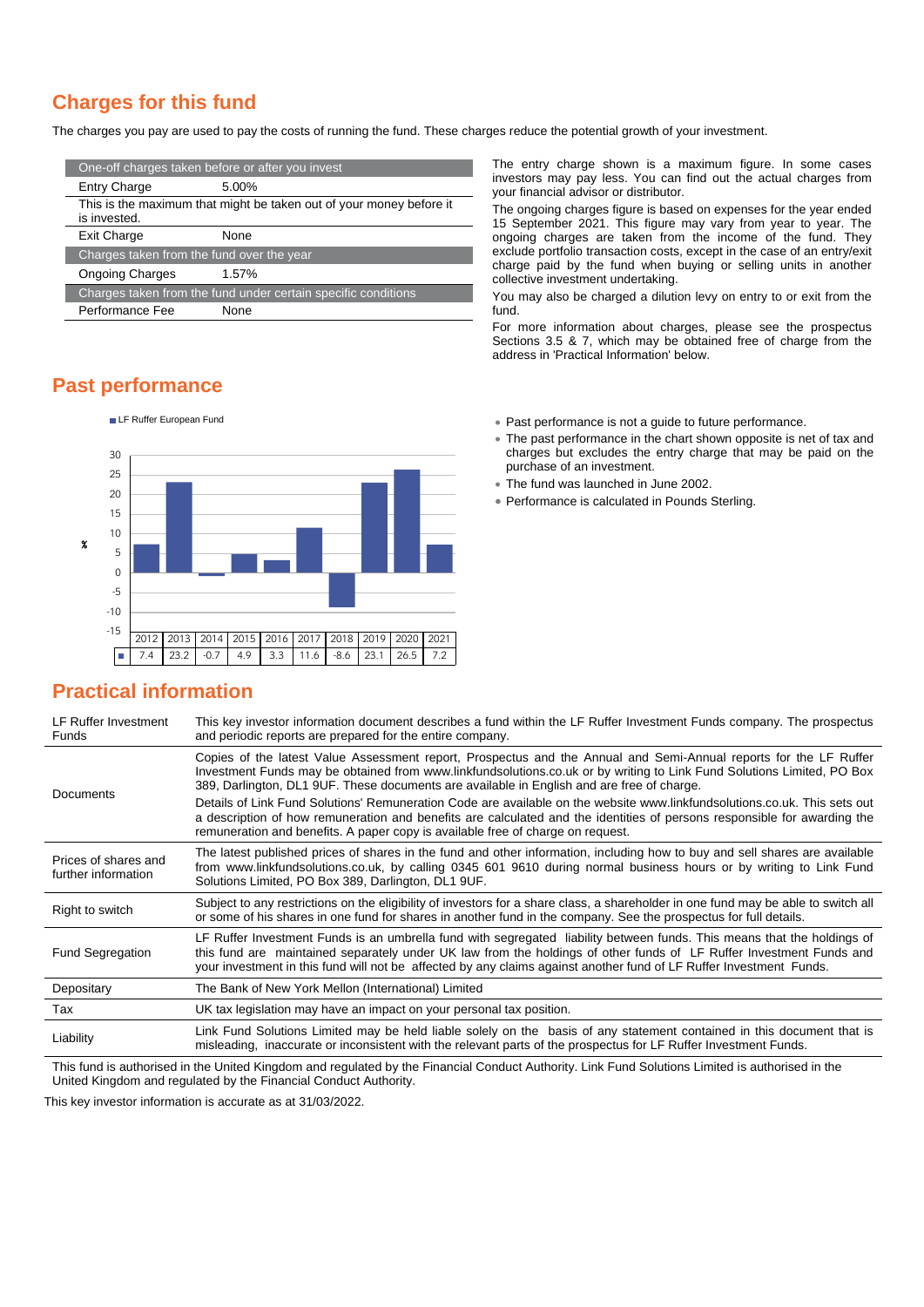## Charges for this fund

The charges you pay are used to pay the costs of running the fund. These charges reduce the potential growth of your investment.

| One-off charges taken before or after you invest | |
|---|---|
| Entry Charge | 5.00% |
| This is the maximum that might be taken out of your money before it is invested. | |
| Exit Charge | None |
| **Charges taken from the fund over the year** | |
| Ongoing Charges | 1.57% |
| **Charges taken from the fund under certain specific conditions** | |
| Performance Fee | None |

The entry charge shown is a maximum figure. In some cases investors may pay less. You can find out the actual charges from your financial advisor or distributor.

The ongoing charges figure is based on expenses for the year ended 15 September 2021. This figure may vary from year to year. The ongoing charges are taken from the income of the fund. They exclude portfolio transaction costs, except in the case of an entry/exit charge paid by the fund when buying or selling units in another collective investment undertaking.

You may also be charged a dilution levy on entry to or exit from the fund.

For more information about charges, please see the prospectus Sections 3.5 & 7, which may be obtained free of charge from the address in 'Practical Information' below.

## Past performance

LF Ruffer European Fund

%

30
25
20
15
10
5
0
-5
-10
-15

2012 2013 2014 2015 2016 2017 2018 2019 2020 2021
7.4 23.2 -0.7 4.9 3.3 11.6 -8.6 23.1 26.5 7.2

- Past performance is not a guide to future performance.
- The past performance in the chart shown opposite is net of tax and charges but excludes the entry charge that may be paid on the purchase of an investment.
- The fund was launched in June 2002.
- Performance is calculated in Pounds Sterling.

## Practical information

| | |
|---|---|
| LF Ruffer Investment Funds | This key investor information document describes a fund within the LF Ruffer Investment Funds company. The prospectus and periodic reports are prepared for the entire company. |
| Documents | Copies of the latest Value Assessment report, Prospectus and the Annual and Semi-Annual reports for the LF Ruffer Investment Funds may be obtained from www.linkfundsolutions.co.uk or by writing to Link Fund Solutions Limited, PO Box 389, Darlington, DL1 9UF. These documents are available in English and are free of charge. Details of Link Fund Solutions' Remuneration Code are available on the website www.linkfundsolutions.co.uk. This sets out a description of how remuneration and benefits are calculated and the identities of persons responsible for awarding the remuneration and benefits. A paper copy is available free of charge on request. |
| Prices of shares and further information | The latest published prices of shares in the fund and other information, including how to buy and sell shares are available from www.linkfundsolutions.co.uk, by calling 0345 601 9610 during normal business hours or by writing to Link Fund Solutions Limited, PO Box 389, Darlington, DL1 9UF. |
| Right to switch | Subject to any restrictions on the eligibility of investors for a share class, a shareholder in one fund may be able to switch all or some of his shares in one fund for shares in another fund in the company. See the prospectus for full details. |
| Fund Segregation | LF Ruffer Investment Funds is an umbrella fund with segregated liability between funds. This means that the holdings of this fund are maintained separately under UK law from the holdings of other funds of LF Ruffer Investment Funds and your investment in this fund will not be affected by any claims against another fund of LF Ruffer Investment Funds. |
| Depositary | The Bank of New York Mellon (International) Limited |
| Tax | UK tax legislation may have an impact on your personal tax position. |
| Liability | Link Fund Solutions Limited may be held liable solely on the basis of any statement contained in this document that is misleading, inaccurate or inconsistent with the relevant parts of the prospectus for LF Ruffer Investment Funds. |

This fund is authorised in the United Kingdom and regulated by the Financial Conduct Authority. Link Fund Solutions Limited is authorised in the United Kingdom and regulated by the Financial Conduct Authority.

This key investor information is accurate as at 31/03/2022.